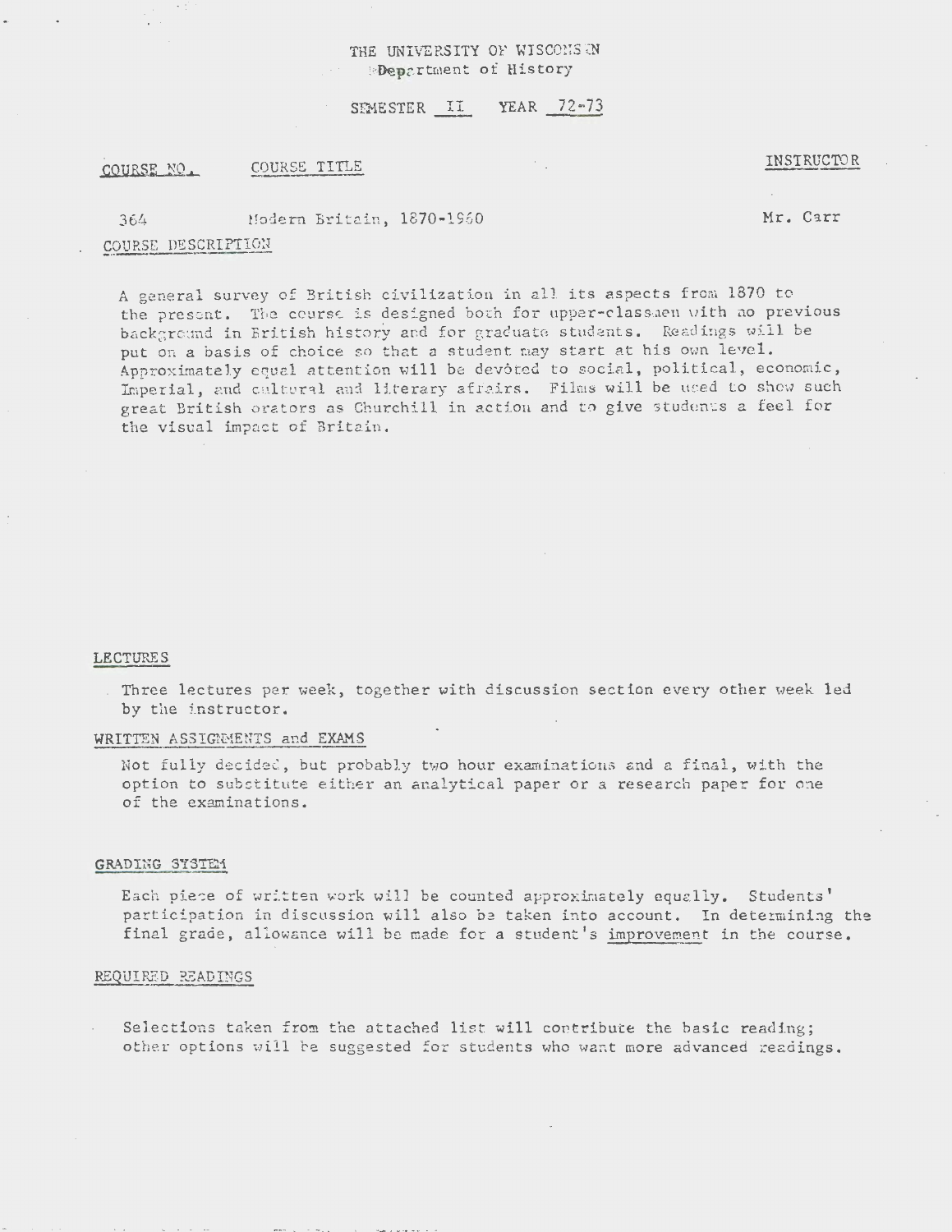THE UNIVERSITY OF WISCONSIN
Department of History

SEMESTER II YEAR 72-73

| COURSE NO. | COURSE TITLE | INSTRUCTOR |
|---|---|---|
| 364 | Modern Britain, 1870-1960 | Mr. Carr |

## COURSE DESCRIPTION

A general survey of British civilization in all its aspects from 1870 to the present. The course is designed both for upper-classmen with no previous background in British history and for graduate students. Readings will be put on a basis of choice so that a student may start at his own level. Approximately equal attention will be devoted to social, political, economic, Imperial, and cultural and literary affairs. Films will be used to show such great British orators as Churchill in action and to give students a feel for the visual impact of Britain.

## LECTURES

Three lectures per week, together with discussion section every other week led by the instructor.

## WRITTEN ASSIGNMENTS and EXAMS

Not fully decided, but probably two hour examinations and a final, with the option to substitute either an analytical paper or a research paper for one of the examinations.

## GRADING SYSTEM

Each piece of written work will be counted approximately equally. Students' participation in discussion will also be taken into account. In determining the final grade, allowance will be made for a student's improvement in the course.

## REQUIRED READINGS

Selections taken from the attached list will contribute the basic reading; other options will be suggested for students who want more advanced readings.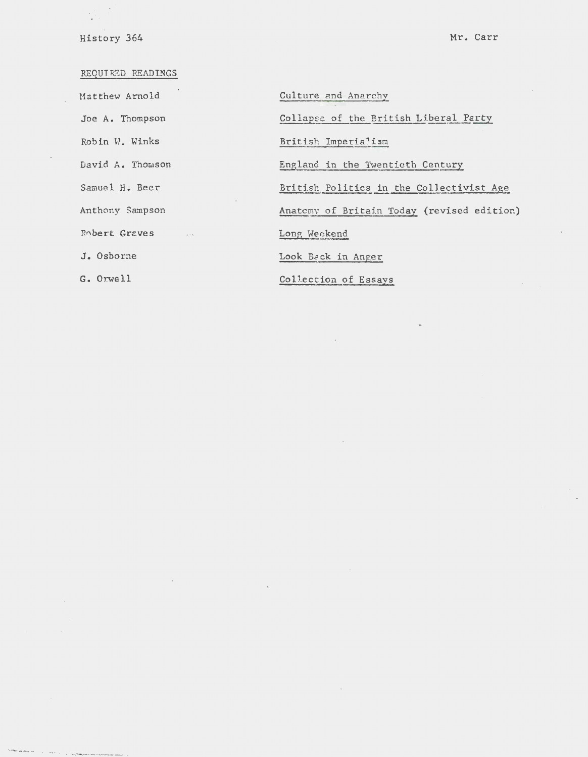History 364

Mr. Carr

REQUIRED READINGS

| | |
|---|---|
| Matthew Arnold | Culture and Anarchy |
| Joe A. Thompson | Collapse of the British Liberal Party |
| Robin W. Winks | British Imperialism |
| David A. Thomson | England in the Twentieth Century |
| Samuel H. Beer | British Politics in the Collectivist Age |
| Anthony Sampson | Anatomy of Britain Today (revised edition) |
| Robert Graves | Long Weekend |
| J. Osborne | Look Back in Anger |
| G. Orwell | Collection of Essays |